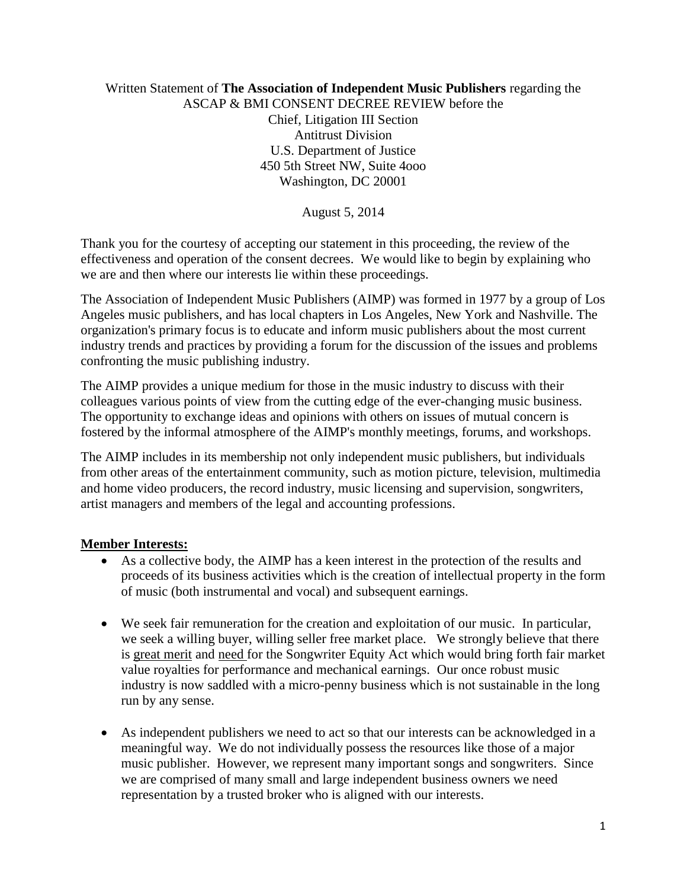Written Statement of **The Association of Independent Music Publishers** regarding the ASCAP & BMI CONSENT DECREE REVIEW before the
Chief, Litigation III Section
Antitrust Division
U.S. Department of Justice
450 5th Street NW, Suite 4ooo
Washington, DC 20001

August 5, 2014

Thank you for the courtesy of accepting our statement in this proceeding, the review of the effectiveness and operation of the consent decrees. We would like to begin by explaining who we are and then where our interests lie within these proceedings.

The Association of Independent Music Publishers (AIMP) was formed in 1977 by a group of Los Angeles music publishers, and has local chapters in Los Angeles, New York and Nashville. The organization's primary focus is to educate and inform music publishers about the most current industry trends and practices by providing a forum for the discussion of the issues and problems confronting the music publishing industry.

The AIMP provides a unique medium for those in the music industry to discuss with their colleagues various points of view from the cutting edge of the ever-changing music business. The opportunity to exchange ideas and opinions with others on issues of mutual concern is fostered by the informal atmosphere of the AIMP's monthly meetings, forums, and workshops.

The AIMP includes in its membership not only independent music publishers, but individuals from other areas of the entertainment community, such as motion picture, television, multimedia and home video producers, the record industry, music licensing and supervision, songwriters, artist managers and members of the legal and accounting professions.

**Member Interests:**

- As a collective body, the AIMP has a keen interest in the protection of the results and proceeds of its business activities which is the creation of intellectual property in the form of music (both instrumental and vocal) and subsequent earnings.

- We seek fair remuneration for the creation and exploitation of our music. In particular, we seek a willing buyer, willing seller free market place. We strongly believe that there is great merit and need for the Songwriter Equity Act which would bring forth fair market value royalties for performance and mechanical earnings. Our once robust music industry is now saddled with a micro-penny business which is not sustainable in the long run by any sense.

- As independent publishers we need to act so that our interests can be acknowledged in a meaningful way. We do not individually possess the resources like those of a major music publisher. However, we represent many important songs and songwriters. Since we are comprised of many small and large independent business owners we need representation by a trusted broker who is aligned with our interests.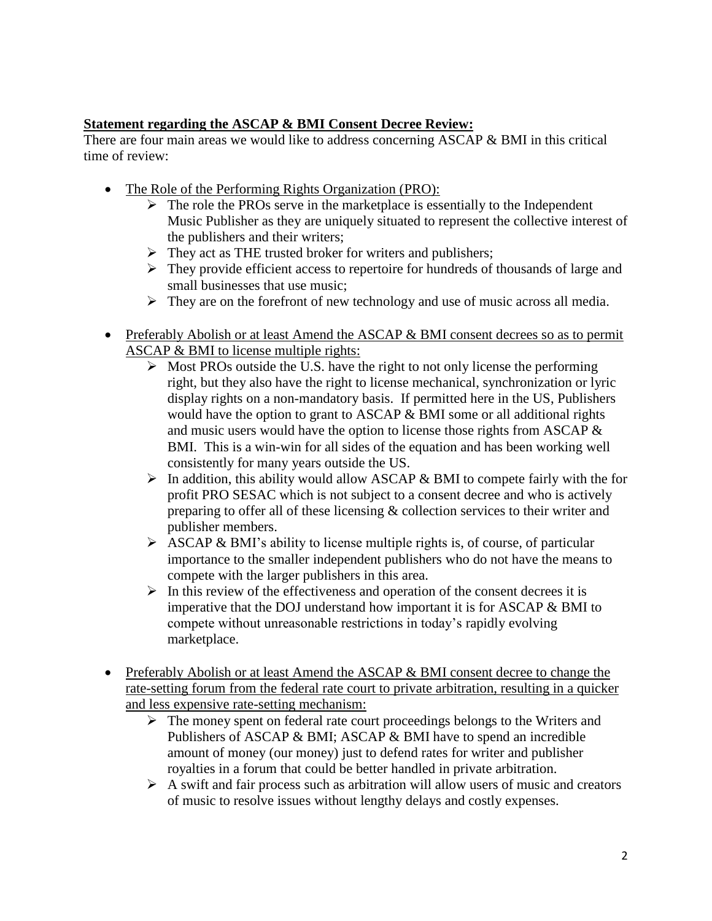**<u>Statement regarding the ASCAP & BMI Consent Decree Review:</u>**

There are four main areas we would like to address concerning ASCAP & BMI in this critical time of review:

- <u>The Role of the Performing Rights Organization (PRO):</u>
  - The role the PROs serve in the marketplace is essentially to the Independent Music Publisher as they are uniquely situated to represent the collective interest of the publishers and their writers;
  - They act as THE trusted broker for writers and publishers;
  - They provide efficient access to repertoire for hundreds of thousands of large and small businesses that use music;
  - They are on the forefront of new technology and use of music across all media.

- <u>Preferably Abolish or at least Amend the ASCAP & BMI consent decrees so as to permit ASCAP & BMI to license multiple rights:</u>
  - Most PROs outside the U.S. have the right to not only license the performing right, but they also have the right to license mechanical, synchronization or lyric display rights on a non-mandatory basis. If permitted here in the US, Publishers would have the option to grant to ASCAP & BMI some or all additional rights and music users would have the option to license those rights from ASCAP & BMI. This is a win-win for all sides of the equation and has been working well consistently for many years outside the US.
  - In addition, this ability would allow ASCAP & BMI to compete fairly with the for profit PRO SESAC which is not subject to a consent decree and who is actively preparing to offer all of these licensing & collection services to their writer and publisher members.
  - ASCAP & BMI's ability to license multiple rights is, of course, of particular importance to the smaller independent publishers who do not have the means to compete with the larger publishers in this area.
  - In this review of the effectiveness and operation of the consent decrees it is imperative that the DOJ understand how important it is for ASCAP & BMI to compete without unreasonable restrictions in today's rapidly evolving marketplace.

- <u>Preferably Abolish or at least Amend the ASCAP & BMI consent decree to change the rate-setting forum from the federal rate court to private arbitration, resulting in a quicker and less expensive rate-setting mechanism:</u>
  - The money spent on federal rate court proceedings belongs to the Writers and Publishers of ASCAP & BMI; ASCAP & BMI have to spend an incredible amount of money (our money) just to defend rates for writer and publisher royalties in a forum that could be better handled in private arbitration.
  - A swift and fair process such as arbitration will allow users of music and creators of music to resolve issues without lengthy delays and costly expenses.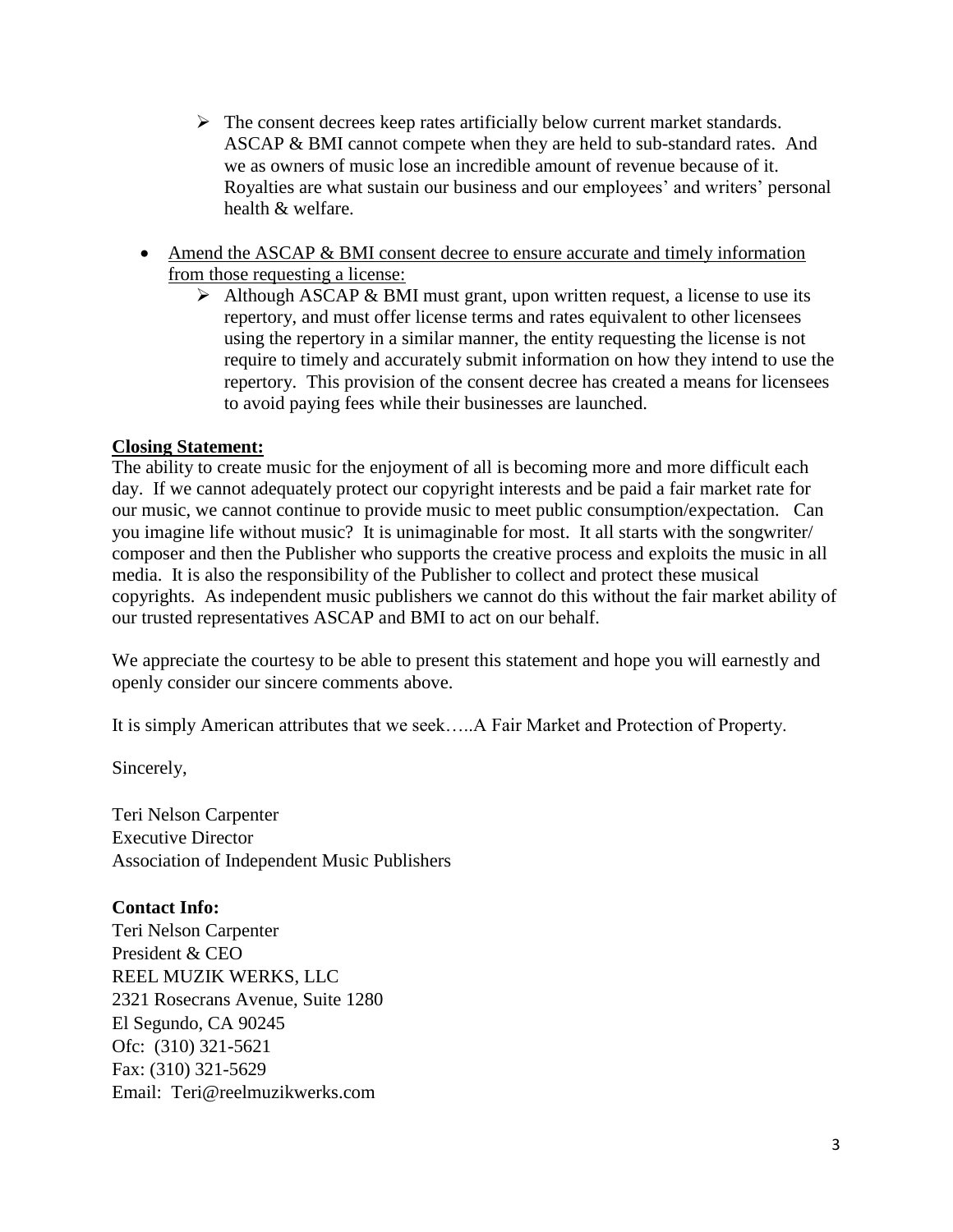- The consent decrees keep rates artificially below current market standards. ASCAP & BMI cannot compete when they are held to sub-standard rates. And we as owners of music lose an incredible amount of revenue because of it. Royalties are what sustain our business and our employees' and writers' personal health & welfare.

- <u>Amend the ASCAP & BMI consent decree to ensure accurate and timely information from those requesting a license:</u>
    - Although ASCAP & BMI must grant, upon written request, a license to use its repertory, and must offer license terms and rates equivalent to other licensees using the repertory in a similar manner, the entity requesting the license is not require to timely and accurately submit information on how they intend to use the repertory. This provision of the consent decree has created a means for licensees to avoid paying fees while their businesses are launched.

**<u>Closing Statement:</u>**

The ability to create music for the enjoyment of all is becoming more and more difficult each day. If we cannot adequately protect our copyright interests and be paid a fair market rate for our music, we cannot continue to provide music to meet public consumption/expectation. Can you imagine life without music? It is unimaginable for most. It all starts with the songwriter/ composer and then the Publisher who supports the creative process and exploits the music in all media. It is also the responsibility of the Publisher to collect and protect these musical copyrights. As independent music publishers we cannot do this without the fair market ability of our trusted representatives ASCAP and BMI to act on our behalf.

We appreciate the courtesy to be able to present this statement and hope you will earnestly and openly consider our sincere comments above.

It is simply American attributes that we seek…..A Fair Market and Protection of Property.

Sincerely,

Teri Nelson Carpenter
Executive Director
Association of Independent Music Publishers

**Contact Info:**

Teri Nelson Carpenter
President & CEO
REEL MUZIK WERKS, LLC
2321 Rosecrans Avenue, Suite 1280
El Segundo, CA 90245
Ofc: (310) 321-5621
Fax: (310) 321-5629
Email: Teri@reelmuzikwerks.com